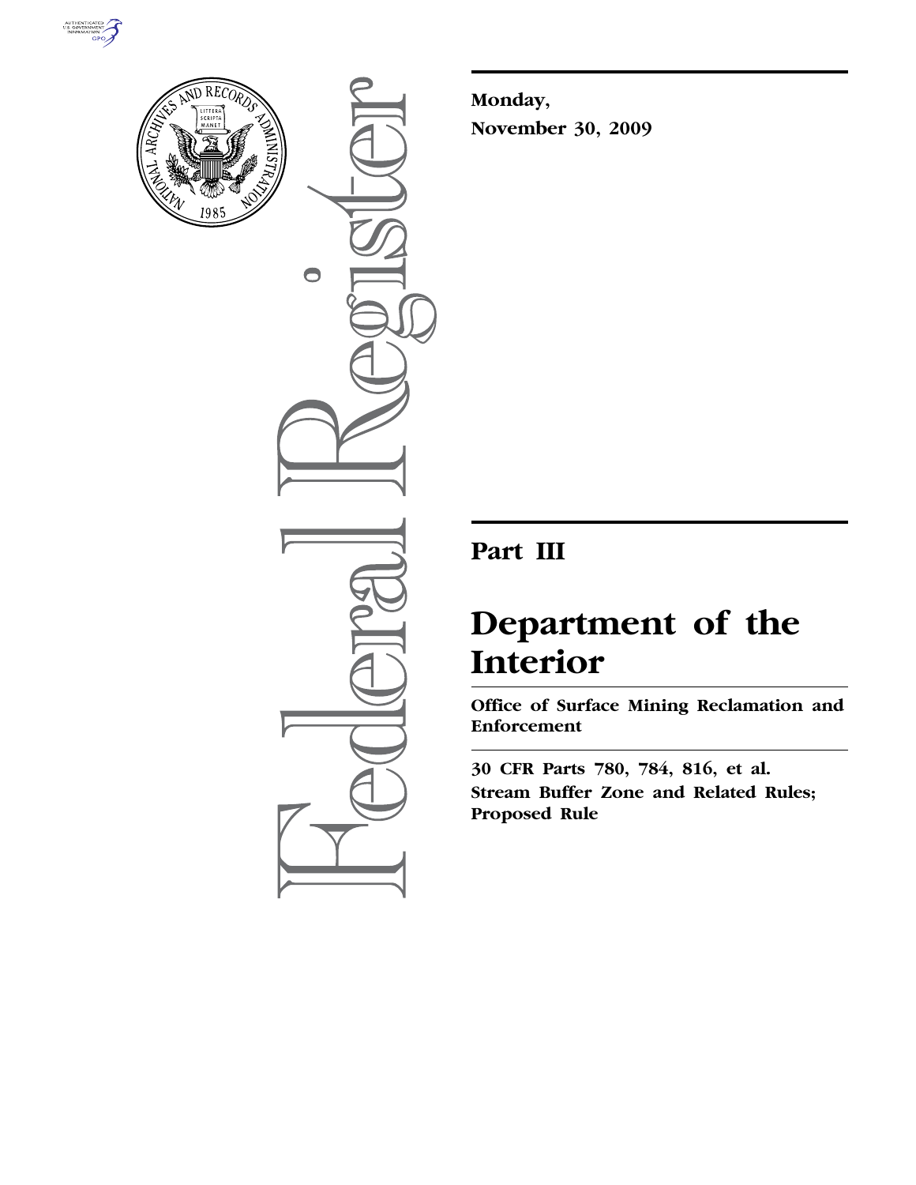**Monday,**

**November 30, 2009**

## Part III

# Department of the Interior

**Office of Surface Mining Reclamation and Enforcement**

**30 CFR Parts 780, 784, 816, et al.**

**Stream Buffer Zone and Related Rules; Proposed Rule**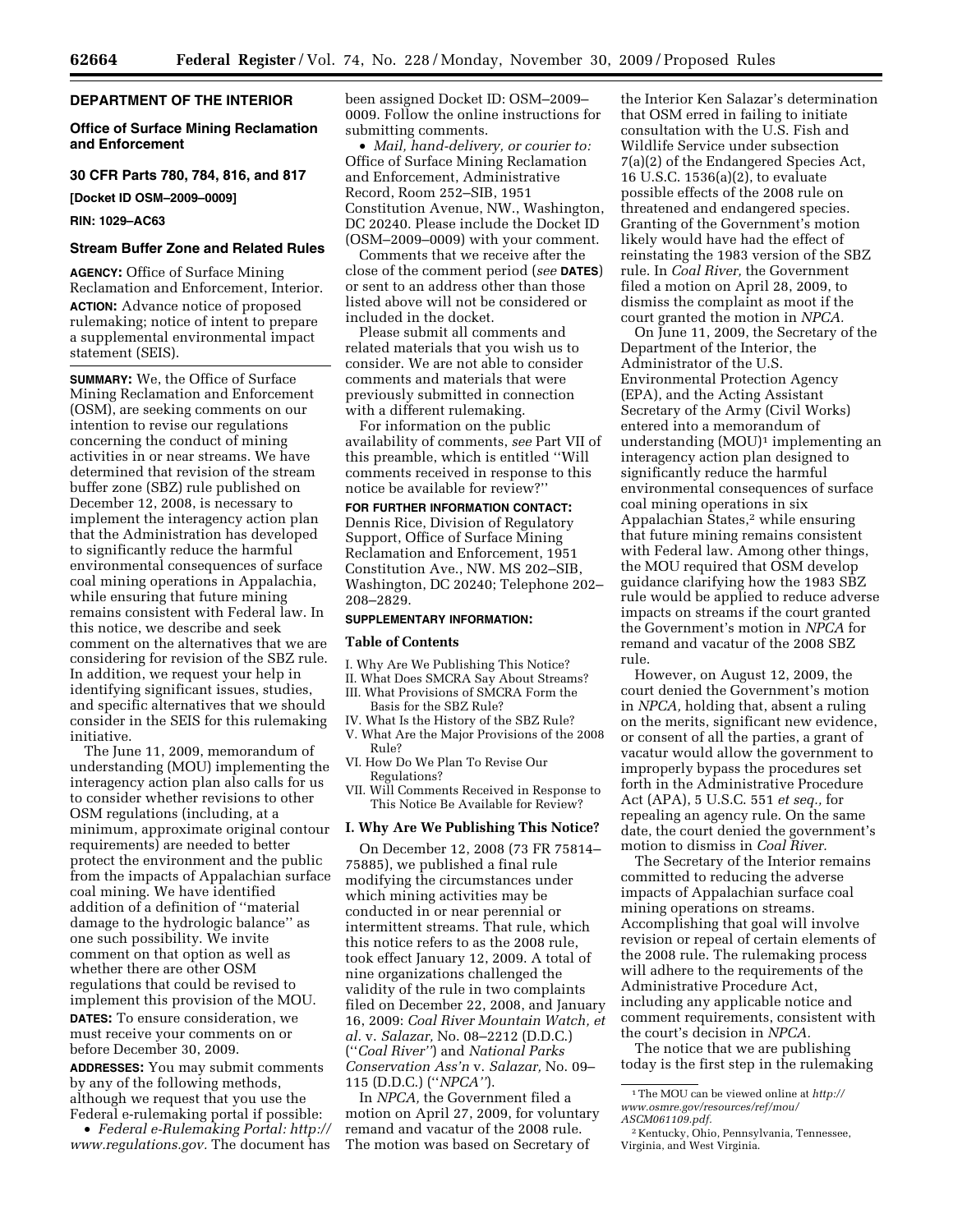## DEPARTMENT OF THE INTERIOR

### Office of Surface Mining Reclamation and Enforcement

### 30 CFR Parts 780, 784, 816, and 817

**[Docket ID OSM–2009–0009]**

**RIN: 1029–AC63**

### Stream Buffer Zone and Related Rules

**AGENCY:** Office of Surface Mining Reclamation and Enforcement, Interior.

**ACTION:** Advance notice of proposed rulemaking; notice of intent to prepare a supplemental environmental impact statement (SEIS).

**SUMMARY:** We, the Office of Surface Mining Reclamation and Enforcement (OSM), are seeking comments on our intention to revise our regulations concerning the conduct of mining activities in or near streams. We have determined that revision of the stream buffer zone (SBZ) rule published on December 12, 2008, is necessary to implement the interagency action plan that the Administration has developed to significantly reduce the harmful environmental consequences of surface coal mining operations in Appalachia, while ensuring that future mining remains consistent with Federal law. In this notice, we describe and seek comment on the alternatives that we are considering for revision of the SBZ rule. In addition, we request your help in identifying significant issues, studies, and specific alternatives that we should consider in the SEIS for this rulemaking initiative.

The June 11, 2009, memorandum of understanding (MOU) implementing the interagency action plan also calls for us to consider whether revisions to other OSM regulations (including, at a minimum, approximate original contour requirements) are needed to better protect the environment and the public from the impacts of Appalachian surface coal mining. We have identified addition of a definition of ''material damage to the hydrologic balance'' as one such possibility. We invite comment on that option as well as whether there are other OSM regulations that could be revised to implement this provision of the MOU.

**DATES:** To ensure consideration, we must receive your comments on or before December 30, 2009.

**ADDRESSES:** You may submit comments by any of the following methods, although we request that you use the Federal e-rulemaking portal if possible:

- *Federal e-Rulemaking Portal: http://www.regulations.gov.* The document has been assigned Docket ID: OSM–2009–0009. Follow the online instructions for submitting comments.
- *Mail, hand-delivery, or courier to:* Office of Surface Mining Reclamation and Enforcement, Administrative Record, Room 252–SIB, 1951 Constitution Avenue, NW., Washington, DC 20240. Please include the Docket ID (OSM–2009–0009) with your comment.

Comments that we receive after the close of the comment period (*see* **DATES**) or sent to an address other than those listed above will not be considered or included in the docket.

Please submit all comments and related materials that you wish us to consider. We are not able to consider comments and materials that were previously submitted in connection with a different rulemaking.

For information on the public availability of comments, *see* Part VII of this preamble, which is entitled ''Will comments received in response to this notice be available for review?''

**FOR FURTHER INFORMATION CONTACT:** Dennis Rice, Division of Regulatory Support, Office of Surface Mining Reclamation and Enforcement, 1951 Constitution Ave., NW. MS 202–SIB, Washington, DC 20240; Telephone 202–208–2829.

**SUPPLEMENTARY INFORMATION:**

### Table of Contents

I. Why Are We Publishing This Notice?
II. What Does SMCRA Say About Streams?
III. What Provisions of SMCRA Form the Basis for the SBZ Rule?
IV. What Is the History of the SBZ Rule?
V. What Are the Major Provisions of the 2008 Rule?
VI. How Do We Plan To Revise Our Regulations?
VII. Will Comments Received in Response to This Notice Be Available for Review?

### I. Why Are We Publishing This Notice?

On December 12, 2008 (73 FR 75814–75885), we published a final rule modifying the circumstances under which mining activities may be conducted in or near perennial or intermittent streams. That rule, which this notice refers to as the 2008 rule, took effect January 12, 2009. A total of nine organizations challenged the validity of the rule in two complaints filed on December 22, 2008, and January 16, 2009: *Coal River Mountain Watch, et al.* v. *Salazar,* No. 08–2212 (D.D.C.) (''*Coal River''*) and *National Parks Conservation Ass'n* v. *Salazar,* No. 09–115 (D.D.C.) (''*NPCA''*).

In *NPCA,* the Government filed a motion on April 27, 2009, for voluntary remand and vacatur of the 2008 rule. The motion was based on Secretary of the Interior Ken Salazar's determination that OSM erred in failing to initiate consultation with the U.S. Fish and Wildlife Service under subsection 7(a)(2) of the Endangered Species Act, 16 U.S.C. 1536(a)(2), to evaluate possible effects of the 2008 rule on threatened and endangered species. Granting of the Government's motion likely would have had the effect of reinstating the 1983 version of the SBZ rule. In *Coal River,* the Government filed a motion on April 28, 2009, to dismiss the complaint as moot if the court granted the motion in *NPCA.*

On June 11, 2009, the Secretary of the Department of the Interior, the Administrator of the U.S. Environmental Protection Agency (EPA), and the Acting Assistant Secretary of the Army (Civil Works) entered into a memorandum of understanding (MOU)[1] implementing an interagency action plan designed to significantly reduce the harmful environmental consequences of surface coal mining operations in six Appalachian States,[2] while ensuring that future mining remains consistent with Federal law. Among other things, the MOU required that OSM develop guidance clarifying how the 1983 SBZ rule would be applied to reduce adverse impacts on streams if the court granted the Government's motion in *NPCA* for remand and vacatur of the 2008 SBZ rule.

However, on August 12, 2009, the court denied the Government's motion in *NPCA,* holding that, absent a ruling on the merits, significant new evidence, or consent of all the parties, a grant of vacatur would allow the government to improperly bypass the procedures set forth in the Administrative Procedure Act (APA), 5 U.S.C. 551 *et seq.,* for repealing an agency rule. On the same date, the court denied the government's motion to dismiss in *Coal River.*

The Secretary of the Interior remains committed to reducing the adverse impacts of Appalachian surface coal mining operations on streams. Accomplishing that goal will involve revision or repeal of certain elements of the 2008 rule. The rulemaking process will adhere to the requirements of the Administrative Procedure Act, including any applicable notice and comment requirements, consistent with the court's decision in *NPCA.*

The notice that we are publishing today is the first step in the rulemaking

[1] The MOU can be viewed online at *http://www.osmre.gov/resources/ref/mou/ASCM061109.pdf.*

[2] Kentucky, Ohio, Pennsylvania, Tennessee, Virginia, and West Virginia.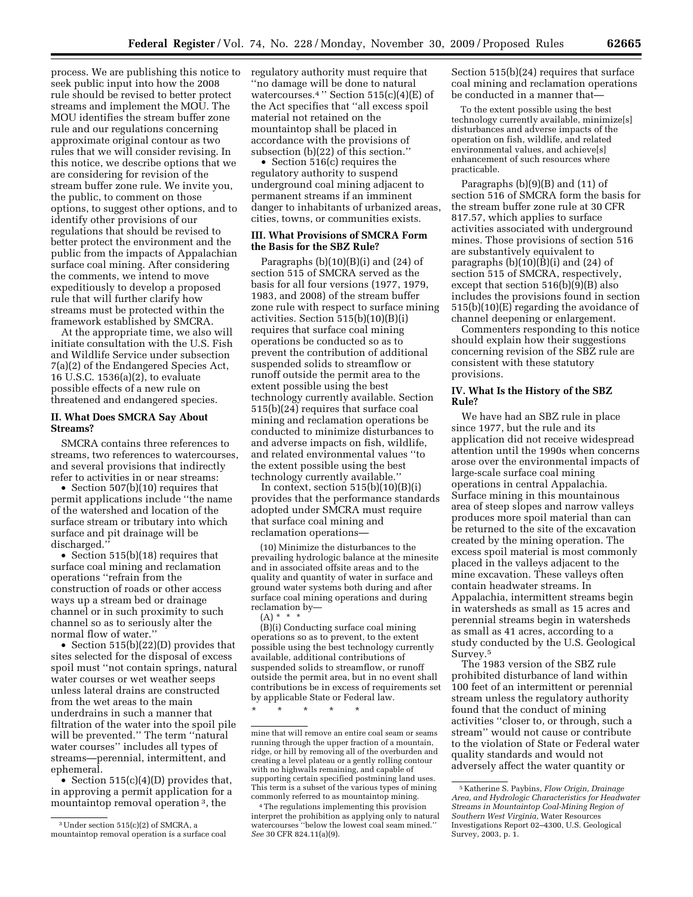process. We are publishing this notice to seek public input into how the 2008 rule should be revised to better protect streams and implement the MOU. The MOU identifies the stream buffer zone rule and our regulations concerning approximate original contour as two rules that we will consider revising. In this notice, we describe options that we are considering for revision of the stream buffer zone rule. We invite you, the public, to comment on those options, to suggest other options, and to identify other provisions of our regulations that should be revised to better protect the environment and the public from the impacts of Appalachian surface coal mining. After considering the comments, we intend to move expeditiously to develop a proposed rule that will further clarify how streams must be protected within the framework established by SMCRA.

At the appropriate time, we also will initiate consultation with the U.S. Fish and Wildlife Service under subsection 7(a)(2) of the Endangered Species Act, 16 U.S.C. 1536(a)(2), to evaluate possible effects of a new rule on threatened and endangered species.

## II. What Does SMCRA Say About Streams?

SMCRA contains three references to streams, two references to watercourses, and several provisions that indirectly refer to activities in or near streams:

- Section 507(b)(10) requires that permit applications include ''the name of the watershed and location of the surface stream or tributary into which surface and pit drainage will be discharged.''
- Section 515(b)(18) requires that surface coal mining and reclamation operations ''refrain from the construction of roads or other access ways up a stream bed or drainage channel or in such proximity to such channel so as to seriously alter the normal flow of water.''
- Section 515(b)(22)(D) provides that sites selected for the disposal of excess spoil must ''not contain springs, natural water courses or wet weather seeps unless lateral drains are constructed from the wet areas to the main underdrains in such a manner that filtration of the water into the spoil pile will be prevented.'' The term ''natural water courses'' includes all types of streams—perennial, intermittent, and ephemeral.
- Section 515(c)(4)(D) provides that, in approving a permit application for a mountaintop removal operation [3], the regulatory authority must require that ''no damage will be done to natural watercourses.[4]'' Section 515(c)(4)(E) of the Act specifies that ''all excess spoil material not retained on the mountaintop shall be placed in accordance with the provisions of subsection (b)(22) of this section.''
- Section 516(c) requires the regulatory authority to suspend underground coal mining adjacent to permanent streams if an imminent danger to inhabitants of urbanized areas, cities, towns, or communities exists.

## III. What Provisions of SMCRA Form the Basis for the SBZ Rule?

Paragraphs (b)(10)(B)(i) and (24) of section 515 of SMCRA served as the basis for all four versions (1977, 1979, 1983, and 2008) of the stream buffer zone rule with respect to surface mining activities. Section 515(b)(10)(B)(i) requires that surface coal mining operations be conducted so as to prevent the contribution of additional suspended solids to streamflow or runoff outside the permit area to the extent possible using the best technology currently available. Section 515(b)(24) requires that surface coal mining and reclamation operations be conducted to minimize disturbances to and adverse impacts on fish, wildlife, and related environmental values ''to the extent possible using the best technology currently available.''

In context, section 515(b)(10)(B)(i) provides that the performance standards adopted under SMCRA must require that surface coal mining and reclamation operations—

> (10) Minimize the disturbances to the prevailing hydrologic balance at the minesite and in associated offsite areas and to the quality and quantity of water in surface and ground water systems both during and after surface coal mining operations and during reclamation by—
>
> (A) * * *
>
> (B)(i) Conducting surface coal mining operations so as to prevent, to the extent possible using the best technology currently available, additional contributions of suspended solids to streamflow, or runoff outside the permit area, but in no event shall contributions be in excess of requirements set by applicable State or Federal law.
>
> * * * * *

Section 515(b)(24) requires that surface coal mining and reclamation operations be conducted in a manner that—

> To the extent possible using the best technology currently available, minimize[s] disturbances and adverse impacts of the operation on fish, wildlife, and related environmental values, and achieve[s] enhancement of such resources where practicable.

Paragraphs (b)(9)(B) and (11) of section 516 of SMCRA form the basis for the stream buffer zone rule at 30 CFR 817.57, which applies to surface activities associated with underground mines. Those provisions of section 516 are substantively equivalent to paragraphs (b)(10)(B)(i) and (24) of section 515 of SMCRA, respectively, except that section 516(b)(9)(B) also includes the provisions found in section 515(b)(10)(E) regarding the avoidance of channel deepening or enlargement.

Commenters responding to this notice should explain how their suggestions concerning revision of the SBZ rule are consistent with these statutory provisions.

## IV. What Is the History of the SBZ Rule?

We have had an SBZ rule in place since 1977, but the rule and its application did not receive widespread attention until the 1990s when concerns arose over the environmental impacts of large-scale surface coal mining operations in central Appalachia. Surface mining in this mountainous area of steep slopes and narrow valleys produces more spoil material than can be returned to the site of the excavation created by the mining operation. The excess spoil material is most commonly placed in the valleys adjacent to the mine excavation. These valleys often contain headwater streams. In Appalachia, intermittent streams begin in watersheds as small as 15 acres and perennial streams begin in watersheds as small as 41 acres, according to a study conducted by the U.S. Geological Survey.[5]

The 1983 version of the SBZ rule prohibited disturbance of land within 100 feet of an intermittent or perennial stream unless the regulatory authority found that the conduct of mining activities ''closer to, or through, such a stream'' would not cause or contribute to the violation of State or Federal water quality standards and would not adversely affect the water quantity or

---

[3] Under section 515(c)(2) of SMCRA, a mountaintop removal operation is a surface coal mine that will remove an entire coal seam or seams running through the upper fraction of a mountain, ridge, or hill by removing all of the overburden and creating a level plateau or a gently rolling contour with no highwalls remaining, and capable of supporting certain specified postmining land uses. This term is a subset of the various types of mining commonly referred to as mountaintop mining.

[4] The regulations implementing this provision interpret the prohibition as applying only to natural watercourses ''below the lowest coal seam mined.'' *See* 30 CFR 824.11(a)(9).

[5] Katherine S. Paybins, *Flow Origin, Drainage Area, and Hydrologic Characteristics for Headwater Streams in Mountaintop Coal-Mining Region of Southern West Virginia,* Water Resources Investigations Report 02–4300, U.S. Geological Survey, 2003, p. 1.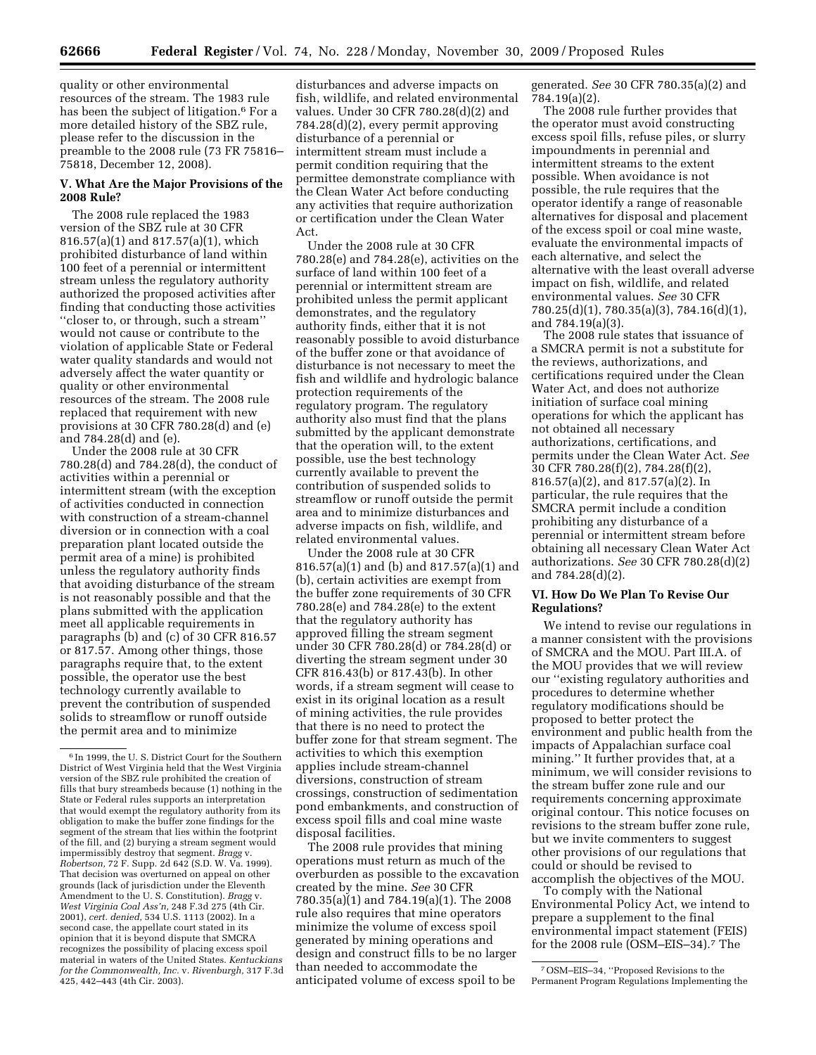quality or other environmental resources of the stream. The 1983 rule has been the subject of litigation.[6] For a more detailed history of the SBZ rule, please refer to the discussion in the preamble to the 2008 rule (73 FR 75816–75818, December 12, 2008).

### V. What Are the Major Provisions of the 2008 Rule?

The 2008 rule replaced the 1983 version of the SBZ rule at 30 CFR 816.57(a)(1) and 817.57(a)(1), which prohibited disturbance of land within 100 feet of a perennial or intermittent stream unless the regulatory authority authorized the proposed activities after finding that conducting those activities ''closer to, or through, such a stream'' would not cause or contribute to the violation of applicable State or Federal water quality standards and would not adversely affect the water quantity or quality or other environmental resources of the stream. The 2008 rule replaced that requirement with new provisions at 30 CFR 780.28(d) and (e) and 784.28(d) and (e).

Under the 2008 rule at 30 CFR 780.28(d) and 784.28(d), the conduct of activities within a perennial or intermittent stream (with the exception of activities conducted in connection with construction of a stream-channel diversion or in connection with a coal preparation plant located outside the permit area of a mine) is prohibited unless the regulatory authority finds that avoiding disturbance of the stream is not reasonably possible and that the plans submitted with the application meet all applicable requirements in paragraphs (b) and (c) of 30 CFR 816.57 or 817.57. Among other things, those paragraphs require that, to the extent possible, the operator use the best technology currently available to prevent the contribution of suspended solids to streamflow or runoff outside the permit area and to minimize disturbances and adverse impacts on fish, wildlife, and related environmental values. Under 30 CFR 780.28(d)(2) and 784.28(d)(2), every permit approving disturbance of a perennial or intermittent stream must include a permit condition requiring that the permittee demonstrate compliance with the Clean Water Act before conducting any activities that require authorization or certification under the Clean Water Act.

Under the 2008 rule at 30 CFR 780.28(e) and 784.28(e), activities on the surface of land within 100 feet of a perennial or intermittent stream are prohibited unless the permit applicant demonstrates, and the regulatory authority finds, either that it is not reasonably possible to avoid disturbance of the buffer zone or that avoidance of disturbance is not necessary to meet the fish and wildlife and hydrologic balance protection requirements of the regulatory program. The regulatory authority also must find that the plans submitted by the applicant demonstrate that the operation will, to the extent possible, use the best technology currently available to prevent the contribution of suspended solids to streamflow or runoff outside the permit area and to minimize disturbances and adverse impacts on fish, wildlife, and related environmental values.

Under the 2008 rule at 30 CFR 816.57(a)(1) and (b) and 817.57(a)(1) and (b), certain activities are exempt from the buffer zone requirements of 30 CFR 780.28(e) and 784.28(e) to the extent that the regulatory authority has approved filling the stream segment under 30 CFR 780.28(d) or 784.28(d) or diverting the stream segment under 30 CFR 816.43(b) or 817.43(b). In other words, if a stream segment will cease to exist in its original location as a result of mining activities, the rule provides that there is no need to protect the buffer zone for that stream segment. The activities to which this exemption applies include stream-channel diversions, construction of stream crossings, construction of sedimentation pond embankments, and construction of excess spoil fills and coal mine waste disposal facilities.

The 2008 rule provides that mining operations must return as much of the overburden as possible to the excavation created by the mine. *See* 30 CFR 780.35(a)(1) and 784.19(a)(1). The 2008 rule also requires that mine operators minimize the volume of excess spoil generated by mining operations and design and construct fills to be no larger than needed to accommodate the anticipated volume of excess spoil to be generated. *See* 30 CFR 780.35(a)(2) and 784.19(a)(2).

The 2008 rule further provides that the operator must avoid constructing excess spoil fills, refuse piles, or slurry impoundments in perennial and intermittent streams to the extent possible. When avoidance is not possible, the rule requires that the operator identify a range of reasonable alternatives for disposal and placement of the excess spoil or coal mine waste, evaluate the environmental impacts of each alternative, and select the alternative with the least overall adverse impact on fish, wildlife, and related environmental values. *See* 30 CFR 780.25(d)(1), 780.35(a)(3), 784.16(d)(1), and 784.19(a)(3).

The 2008 rule states that issuance of a SMCRA permit is not a substitute for the reviews, authorizations, and certifications required under the Clean Water Act, and does not authorize initiation of surface coal mining operations for which the applicant has not obtained all necessary authorizations, certifications, and permits under the Clean Water Act. *See* 30 CFR 780.28(f)(2), 784.28(f)(2), 816.57(a)(2), and 817.57(a)(2). In particular, the rule requires that the SMCRA permit include a condition prohibiting any disturbance of a perennial or intermittent stream before obtaining all necessary Clean Water Act authorizations. *See* 30 CFR 780.28(d)(2) and 784.28(d)(2).

### VI. How Do We Plan To Revise Our Regulations?

We intend to revise our regulations in a manner consistent with the provisions of SMCRA and the MOU. Part III.A. of the MOU provides that we will review our ''existing regulatory authorities and procedures to determine whether regulatory modifications should be proposed to better protect the environment and public health from the impacts of Appalachian surface coal mining.'' It further provides that, at a minimum, we will consider revisions to the stream buffer zone rule and our requirements concerning approximate original contour. This notice focuses on revisions to the stream buffer zone rule, but we invite commenters to suggest other provisions of our regulations that could or should be revised to accomplish the objectives of the MOU.

To comply with the National Environmental Policy Act, we intend to prepare a supplement to the final environmental impact statement (FEIS) for the 2008 rule (OSM–EIS–34).[7] The

---

[6] In 1999, the U. S. District Court for the Southern District of West Virginia held that the West Virginia version of the SBZ rule prohibited the creation of fills that bury streambeds because (1) nothing in the State or Federal rules supports an interpretation that would exempt the regulatory authority from its obligation to make the buffer zone findings for the segment of the stream that lies within the footprint of the fill, and (2) burying a stream segment would impermissibly destroy that segment. *Bragg* v. *Robertson,* 72 F. Supp. 2d 642 (S.D. W. Va. 1999). That decision was overturned on appeal on other grounds (lack of jurisdiction under the Eleventh Amendment to the U. S. Constitution). *Bragg* v. *West Virginia Coal Ass'n,* 248 F.3d 275 (4th Cir. 2001), *cert. denied,* 534 U.S. 1113 (2002). In a second case, the appellate court stated in its opinion that it is beyond dispute that SMCRA recognizes the possibility of placing excess spoil material in waters of the United States. *Kentuckians for the Commonwealth, Inc.* v. *Rivenburgh,* 317 F.3d 425, 442–443 (4th Cir. 2003).

[7] OSM–EIS–34, ''Proposed Revisions to the Permanent Program Regulations Implementing the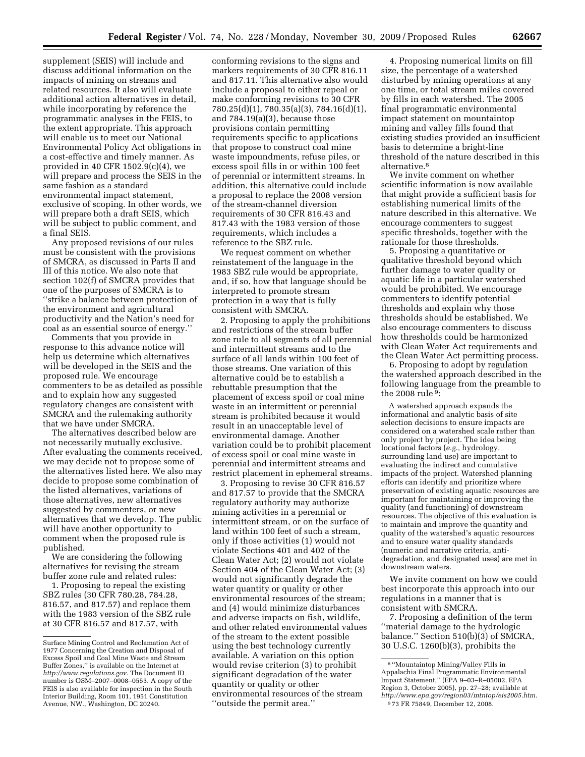supplement (SEIS) will include and discuss additional information on the impacts of mining on streams and related resources. It also will evaluate additional action alternatives in detail, while incorporating by reference the programmatic analyses in the FEIS, to the extent appropriate. This approach will enable us to meet our National Environmental Policy Act obligations in a cost-effective and timely manner. As provided in 40 CFR 1502.9(c)(4), we will prepare and process the SEIS in the same fashion as a standard environmental impact statement, exclusive of scoping. In other words, we will prepare both a draft SEIS, which will be subject to public comment, and a final SEIS.

Any proposed revisions of our rules must be consistent with the provisions of SMCRA, as discussed in Parts II and III of this notice. We also note that section 102(f) of SMCRA provides that one of the purposes of SMCRA is to ''strike a balance between protection of the environment and agricultural productivity and the Nation's need for coal as an essential source of energy.''

Comments that you provide in response to this advance notice will help us determine which alternatives will be developed in the SEIS and the proposed rule. We encourage commenters to be as detailed as possible and to explain how any suggested regulatory changes are consistent with SMCRA and the rulemaking authority that we have under SMCRA.

The alternatives described below are not necessarily mutually exclusive. After evaluating the comments received, we may decide not to propose some of the alternatives listed here. We also may decide to propose some combination of the listed alternatives, variations of those alternatives, new alternatives suggested by commenters, or new alternatives that we develop. The public will have another opportunity to comment when the proposed rule is published.

We are considering the following alternatives for revising the stream buffer zone rule and related rules:

1. Proposing to repeal the existing SBZ rules (30 CFR 780.28, 784.28, 816.57, and 817.57) and replace them with the 1983 version of the SBZ rule at 30 CFR 816.57 and 817.57, with conforming revisions to the signs and markers requirements of 30 CFR 816.11 and 817.11. This alternative also would include a proposal to either repeal or make conforming revisions to 30 CFR 780.25(d)(1), 780.35(a)(3), 784.16(d)(1), and 784.19(a)(3), because those provisions contain permitting requirements specific to applications that propose to construct coal mine waste impoundments, refuse piles, or excess spoil fills in or within 100 feet of perennial or intermittent streams. In addition, this alternative could include a proposal to replace the 2008 version of the stream-channel diversion requirements of 30 CFR 816.43 and 817.43 with the 1983 version of those requirements, which includes a reference to the SBZ rule.

We request comment on whether reinstatement of the language in the 1983 SBZ rule would be appropriate, and, if so, how that language should be interpreted to promote stream protection in a way that is fully consistent with SMCRA.

2. Proposing to apply the prohibitions and restrictions of the stream buffer zone rule to all segments of all perennial and intermittent streams and to the surface of all lands within 100 feet of those streams. One variation of this alternative could be to establish a rebuttable presumption that the placement of excess spoil or coal mine waste in an intermittent or perennial stream is prohibited because it would result in an unacceptable level of environmental damage. Another variation could be to prohibit placement of excess spoil or coal mine waste in perennial and intermittent streams and restrict placement in ephemeral streams.

3. Proposing to revise 30 CFR 816.57 and 817.57 to provide that the SMCRA regulatory authority may authorize mining activities in a perennial or intermittent stream, or on the surface of land within 100 feet of such a stream, only if those activities (1) would not violate Sections 401 and 402 of the Clean Water Act; (2) would not violate Section 404 of the Clean Water Act; (3) would not significantly degrade the water quantity or quality or other environmental resources of the stream; and (4) would minimize disturbances and adverse impacts on fish, wildlife, and other related environmental values of the stream to the extent possible using the best technology currently available. A variation on this option would revise criterion (3) to prohibit significant degradation of the water quantity or quality or other environmental resources of the stream ''outside the permit area.''

4. Proposing numerical limits on fill size, the percentage of a watershed disturbed by mining operations at any one time, or total stream miles covered by fills in each watershed. The 2005 final programmatic environmental impact statement on mountaintop mining and valley fills found that existing studies provided an insufficient basis to determine a bright-line threshold of the nature described in this alternative.[8]

We invite comment on whether scientific information is now available that might provide a sufficient basis for establishing numerical limits of the nature described in this alternative. We encourage commenters to suggest specific thresholds, together with the rationale for those thresholds.

5. Proposing a quantitative or qualitative threshold beyond which further damage to water quality or aquatic life in a particular watershed would be prohibited. We encourage commenters to identify potential thresholds and explain why those thresholds should be established. We also encourage commenters to discuss how thresholds could be harmonized with Clean Water Act requirements and the Clean Water Act permitting process.

6. Proposing to adopt by regulation the watershed approach described in the following language from the preamble to the 2008 rule[9]:

> A watershed approach expands the informational and analytic basis of site selection decisions to ensure impacts are considered on a watershed scale rather than only project by project. The idea being locational factors (*e.g.,* hydrology, surrounding land use) are important to evaluating the indirect and cumulative impacts of the project. Watershed planning efforts can identify and prioritize where preservation of existing aquatic resources are important for maintaining or improving the quality (and functioning) of downstream resources. The objective of this evaluation is to maintain and improve the quantity and quality of the watershed's aquatic resources and to ensure water quality standards (numeric and narrative criteria, anti-degradation, and designated uses) are met in downstream waters.

We invite comment on how we could best incorporate this approach into our regulations in a manner that is consistent with SMCRA.

7. Proposing a definition of the term ''material damage to the hydrologic balance.'' Section 510(b)(3) of SMCRA, 30 U.S.C. 1260(b)(3), prohibits the

---

Surface Mining Control and Reclamation Act of 1977 Concerning the Creation and Disposal of Excess Spoil and Coal Mine Waste and Stream Buffer Zones,'' is available on the Internet at *http://www.regulations.gov.* The Document ID number is OSM–2007–0008–0553. A copy of the FEIS is also available for inspection in the South Interior Building, Room 101, 1951 Constitution Avenue, NW., Washington, DC 20240.

[8] ''Mountaintop Mining/Valley Fills in Appalachia Final Programmatic Environmental Impact Statement,'' (EPA 9–03–R–05002, EPA Region 3, October 2005), pp. 27–28; available at *http://www.epa.gov/region03/mtntop/eis2005.htm.*

[9] 73 FR 75849, December 12, 2008.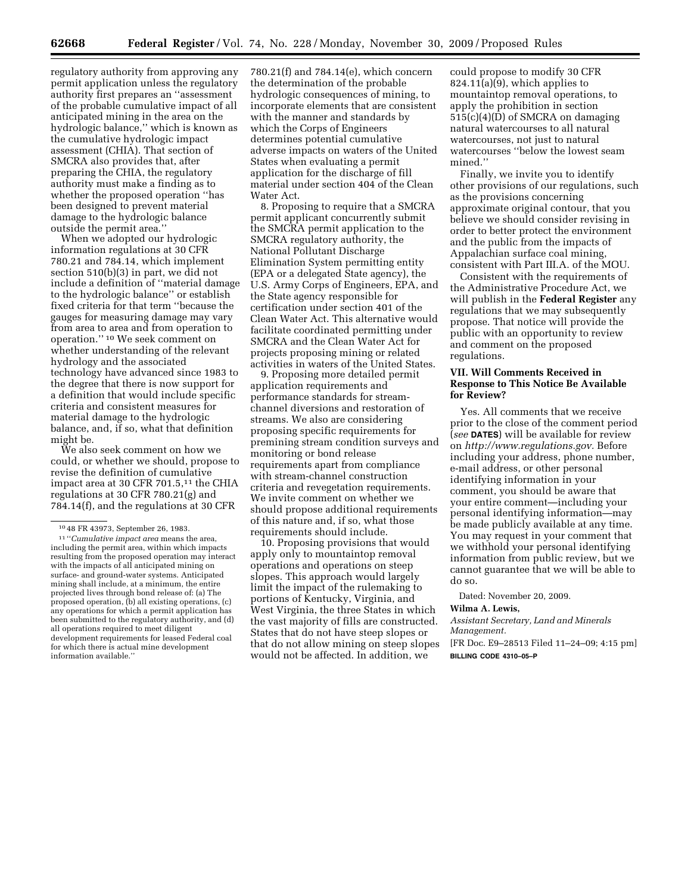regulatory authority from approving any permit application unless the regulatory authority first prepares an ''assessment of the probable cumulative impact of all anticipated mining in the area on the hydrologic balance,'' which is known as the cumulative hydrologic impact assessment (CHIA). That section of SMCRA also provides that, after preparing the CHIA, the regulatory authority must make a finding as to whether the proposed operation ''has been designed to prevent material damage to the hydrologic balance outside the permit area.''

When we adopted our hydrologic information regulations at 30 CFR 780.21 and 784.14, which implement section 510(b)(3) in part, we did not include a definition of ''material damage to the hydrologic balance'' or establish fixed criteria for that term ''because the gauges for measuring damage may vary from area to area and from operation to operation.'' [10] We seek comment on whether understanding of the relevant hydrology and the associated technology have advanced since 1983 to the degree that there is now support for a definition that would include specific criteria and consistent measures for material damage to the hydrologic balance, and, if so, what that definition might be.

We also seek comment on how we could, or whether we should, propose to revise the definition of cumulative impact area at 30 CFR 701.5,[11] the CHIA regulations at 30 CFR 780.21(g) and 784.14(f), and the regulations at 30 CFR 780.21(f) and 784.14(e), which concern the determination of the probable hydrologic consequences of mining, to incorporate elements that are consistent with the manner and standards by which the Corps of Engineers determines potential cumulative adverse impacts on waters of the United States when evaluating a permit application for the discharge of fill material under section 404 of the Clean Water Act.

8. Proposing to require that a SMCRA permit applicant concurrently submit the SMCRA permit application to the SMCRA regulatory authority, the National Pollutant Discharge Elimination System permitting entity (EPA or a delegated State agency), the U.S. Army Corps of Engineers, EPA, and the State agency responsible for certification under section 401 of the Clean Water Act. This alternative would facilitate coordinated permitting under SMCRA and the Clean Water Act for projects proposing mining or related activities in waters of the United States.

9. Proposing more detailed permit application requirements and performance standards for stream-channel diversions and restoration of streams. We also are considering proposing specific requirements for premining stream condition surveys and monitoring or bond release requirements apart from compliance with stream-channel construction criteria and revegetation requirements. We invite comment on whether we should propose additional requirements of this nature and, if so, what those requirements should include.

10. Proposing provisions that would apply only to mountaintop removal operations and operations on steep slopes. This approach would largely limit the impact of the rulemaking to portions of Kentucky, Virginia, and West Virginia, the three States in which the vast majority of fills are constructed. States that do not have steep slopes or that do not allow mining on steep slopes would not be affected. In addition, we could propose to modify 30 CFR 824.11(a)(9), which applies to mountaintop removal operations, to apply the prohibition in section 515(c)(4)(D) of SMCRA on damaging natural watercourses to all natural watercourses, not just to natural watercourses ''below the lowest seam mined.''

Finally, we invite you to identify other provisions of our regulations, such as the provisions concerning approximate original contour, that you believe we should consider revising in order to better protect the environment and the public from the impacts of Appalachian surface coal mining, consistent with Part III.A. of the MOU.

Consistent with the requirements of the Administrative Procedure Act, we will publish in the **Federal Register** any regulations that we may subsequently propose. That notice will provide the public with an opportunity to review and comment on the proposed regulations.

### VII. Will Comments Received in Response to This Notice Be Available for Review?

Yes. All comments that we receive prior to the close of the comment period (*see* **DATES**) will be available for review on *http://www.regulations.gov.* Before including your address, phone number, e-mail address, or other personal identifying information in your comment, you should be aware that your entire comment—including your personal identifying information—may be made publicly available at any time. You may request in your comment that we withhold your personal identifying information from public review, but we cannot guarantee that we will be able to do so.

Dated: November 20, 2009.

**Wilma A. Lewis,**

*Assistant Secretary, Land and Minerals Management.*

[FR Doc. E9–28513 Filed 11–24–09; 4:15 pm]

**BILLING CODE 4310–05–P**

---

[10] 48 FR 43973, September 26, 1983.

[11] ''*Cumulative impact area* means the area, including the permit area, within which impacts resulting from the proposed operation may interact with the impacts of all anticipated mining on surface- and ground-water systems. Anticipated mining shall include, at a minimum, the entire projected lives through bond release of: (a) The proposed operation, (b) all existing operations, (c) any operations for which a permit application has been submitted to the regulatory authority, and (d) all operations required to meet diligent development requirements for leased Federal coal for which there is actual mine development information available.''